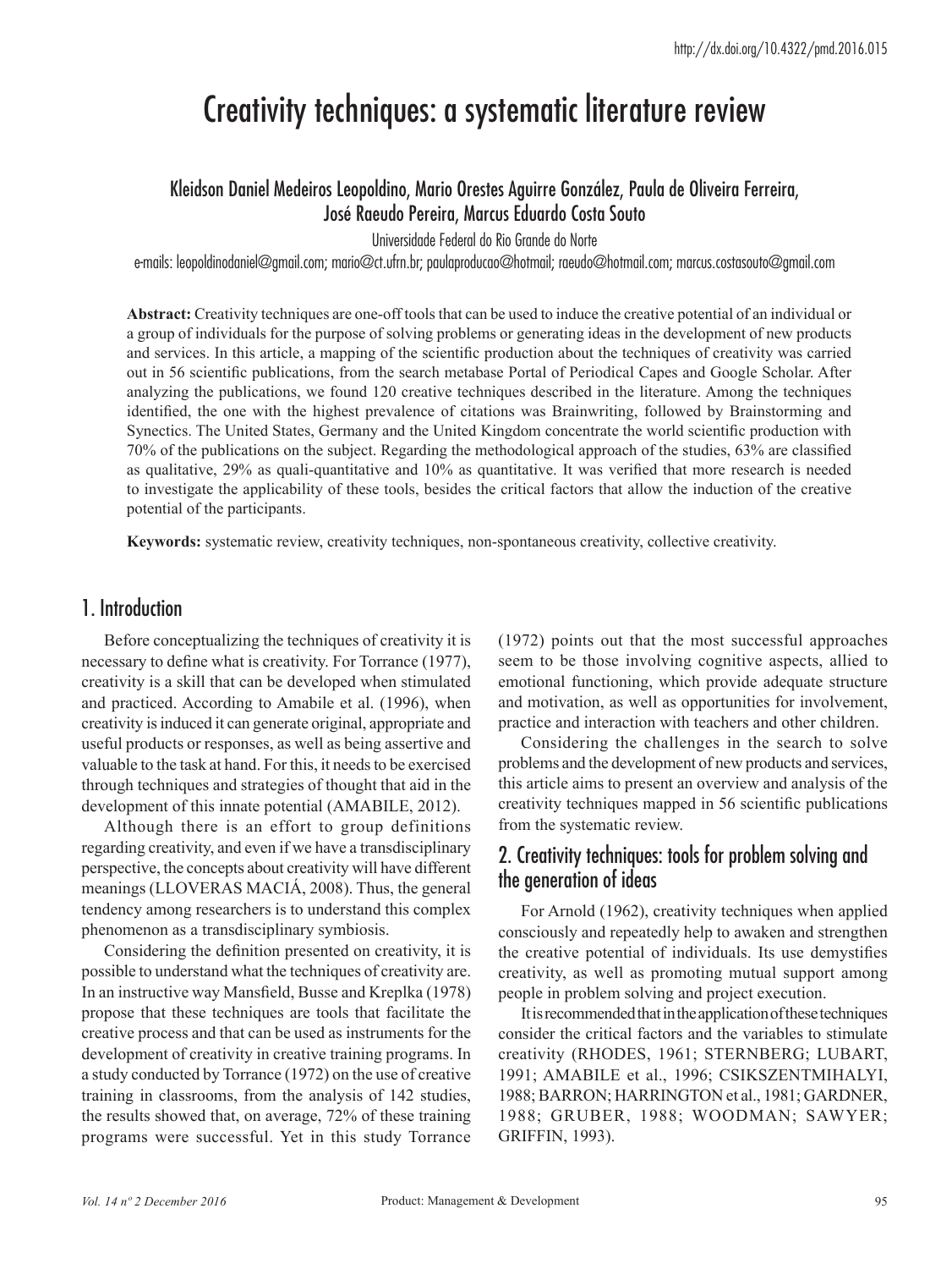# Creativity techniques: a systematic literature review

Kleidson Daniel Medeiros Leopoldino, Mario Orestes Aguirre González, Paula de Oliveira Ferreira, José Raeudo Pereira, Marcus Eduardo Costa Souto

Universidade Federal do Rio Grande do Norte

e-mails: leopoldinodaniel@gmail.com; mario@ct.ufrn.br; paulaproducao@hotmail; raeudo@hotmail.com; marcus.costasouto@gmail.com

**Abstract:** Creativity techniques are one-off tools that can be used to induce the creative potential of an individual or a group of individuals for the purpose of solving problems or generating ideas in the development of new products and services. In this article, a mapping of the scientific production about the techniques of creativity was carried out in 56 scientific publications, from the search metabase Portal of Periodical Capes and Google Scholar. After analyzing the publications, we found 120 creative techniques described in the literature. Among the techniques identified, the one with the highest prevalence of citations was Brainwriting, followed by Brainstorming and Synectics. The United States, Germany and the United Kingdom concentrate the world scientific production with 70% of the publications on the subject. Regarding the methodological approach of the studies, 63% are classified as qualitative, 29% as quali-quantitative and 10% as quantitative. It was verified that more research is needed to investigate the applicability of these tools, besides the critical factors that allow the induction of the creative potential of the participants.

**Keywords:** systematic review, creativity techniques, non-spontaneous creativity, collective creativity.

## 1. Introduction

Before conceptualizing the techniques of creativity it is necessary to define what is creativity. For Torrance (1977), creativity is a skill that can be developed when stimulated and practiced. According to Amabile et al. (1996), when creativity is induced it can generate original, appropriate and useful products or responses, as well as being assertive and valuable to the task at hand. For this, it needs to be exercised through techniques and strategies of thought that aid in the development of this innate potential (AMABILE, 2012).

Although there is an effort to group definitions regarding creativity, and even if we have a transdisciplinary perspective, the concepts about creativity will have different meanings (LLOVERAS MACIÁ, 2008). Thus, the general tendency among researchers is to understand this complex phenomenon as a transdisciplinary symbiosis.

Considering the definition presented on creativity, it is possible to understand what the techniques of creativity are. In an instructive way Mansfield, Busse and Kreplka (1978) propose that these techniques are tools that facilitate the creative process and that can be used as instruments for the development of creativity in creative training programs. In a study conducted by Torrance (1972) on the use of creative training in classrooms, from the analysis of 142 studies, the results showed that, on average, 72% of these training programs were successful. Yet in this study Torrance (1972) points out that the most successful approaches seem to be those involving cognitive aspects, allied to emotional functioning, which provide adequate structure and motivation, as well as opportunities for involvement, practice and interaction with teachers and other children.

Considering the challenges in the search to solve problems and the development of new products and services, this article aims to present an overview and analysis of the creativity techniques mapped in 56 scientific publications from the systematic review.

## 2. Creativity techniques: tools for problem solving and the generation of ideas

For Arnold (1962), creativity techniques when applied consciously and repeatedly help to awaken and strengthen the creative potential of individuals. Its use demystifies creativity, as well as promoting mutual support among people in problem solving and project execution.

It is recommended that in the application of these techniques consider the critical factors and the variables to stimulate creativity (RHODES, 1961; STERNBERG; LUBART, 1991; AMABILE et al., 1996; CSIKSZENTMIHALYI, 1988; BARRON; HARRINGTON et al., 1981; GARDNER, 1988; GRUBER, 1988; WOODMAN; SAWYER; GRIFFIN, 1993).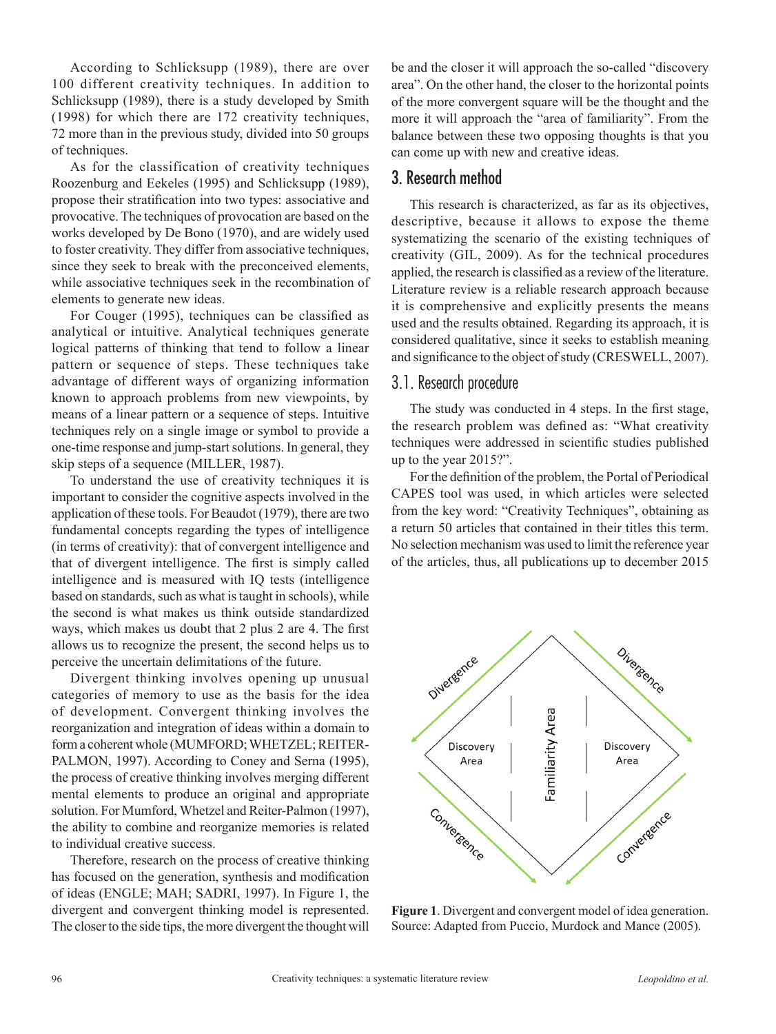According to Schlicksupp (1989), there are over 100 different creativity techniques. In addition to Schlicksupp (1989), there is a study developed by Smith (1998) for which there are 172 creativity techniques, 72 more than in the previous study, divided into 50 groups of techniques.

As for the classification of creativity techniques Roozenburg and Eekeles (1995) and Schlicksupp (1989), propose their stratification into two types: associative and provocative. The techniques of provocation are based on the works developed by De Bono (1970), and are widely used to foster creativity. They differ from associative techniques, since they seek to break with the preconceived elements, while associative techniques seek in the recombination of elements to generate new ideas.

For Couger (1995), techniques can be classified as analytical or intuitive. Analytical techniques generate logical patterns of thinking that tend to follow a linear pattern or sequence of steps. These techniques take advantage of different ways of organizing information known to approach problems from new viewpoints, by means of a linear pattern or a sequence of steps. Intuitive techniques rely on a single image or symbol to provide a one-time response and jump-start solutions. In general, they skip steps of a sequence (MILLER, 1987).

To understand the use of creativity techniques it is important to consider the cognitive aspects involved in the application of these tools. For Beaudot (1979), there are two fundamental concepts regarding the types of intelligence (in terms of creativity): that of convergent intelligence and that of divergent intelligence. The first is simply called intelligence and is measured with IQ tests (intelligence based on standards, such as what is taught in schools), while the second is what makes us think outside standardized ways, which makes us doubt that 2 plus 2 are 4. The first allows us to recognize the present, the second helps us to perceive the uncertain delimitations of the future.

Divergent thinking involves opening up unusual categories of memory to use as the basis for the idea of development. Convergent thinking involves the reorganization and integration of ideas within a domain to form a coherent whole (MUMFORD; WHETZEL; REITER-PALMON, 1997). According to Coney and Serna (1995), the process of creative thinking involves merging different mental elements to produce an original and appropriate solution. For Mumford, Whetzel and Reiter-Palmon (1997), the ability to combine and reorganize memories is related to individual creative success.

Therefore, research on the process of creative thinking has focused on the generation, synthesis and modification of ideas (ENGLE; MAH; SADRI, 1997). In Figure 1, the divergent and convergent thinking model is represented. The closer to the side tips, the more divergent the thought will be and the closer it will approach the so-called "discovery area". On the other hand, the closer to the horizontal points of the more convergent square will be the thought and the more it will approach the "area of familiarity". From the balance between these two opposing thoughts is that you can come up with new and creative ideas.

## 3. Research method

This research is characterized, as far as its objectives, descriptive, because it allows to expose the theme systematizing the scenario of the existing techniques of creativity (GIL, 2009). As for the technical procedures applied, the research is classified as a review of the literature. Literature review is a reliable research approach because it is comprehensive and explicitly presents the means used and the results obtained. Regarding its approach, it is considered qualitative, since it seeks to establish meaning and significance to the object of study (CRESWELL, 2007).

### 3.1. Research procedure

The study was conducted in 4 steps. In the first stage, the research problem was defined as: "What creativity techniques were addressed in scientific studies published up to the year 2015?".

For the definition of the problem, the Portal of Periodical CAPES tool was used, in which articles were selected from the key word: "Creativity Techniques", obtaining as a return 50 articles that contained in their titles this term. No selection mechanism was used to limit the reference year of the articles, thus, all publications up to december 2015

**Figure 1**. Divergent and convergent model of idea generation. Source: Adapted from Puccio, Murdock and Mance (2005).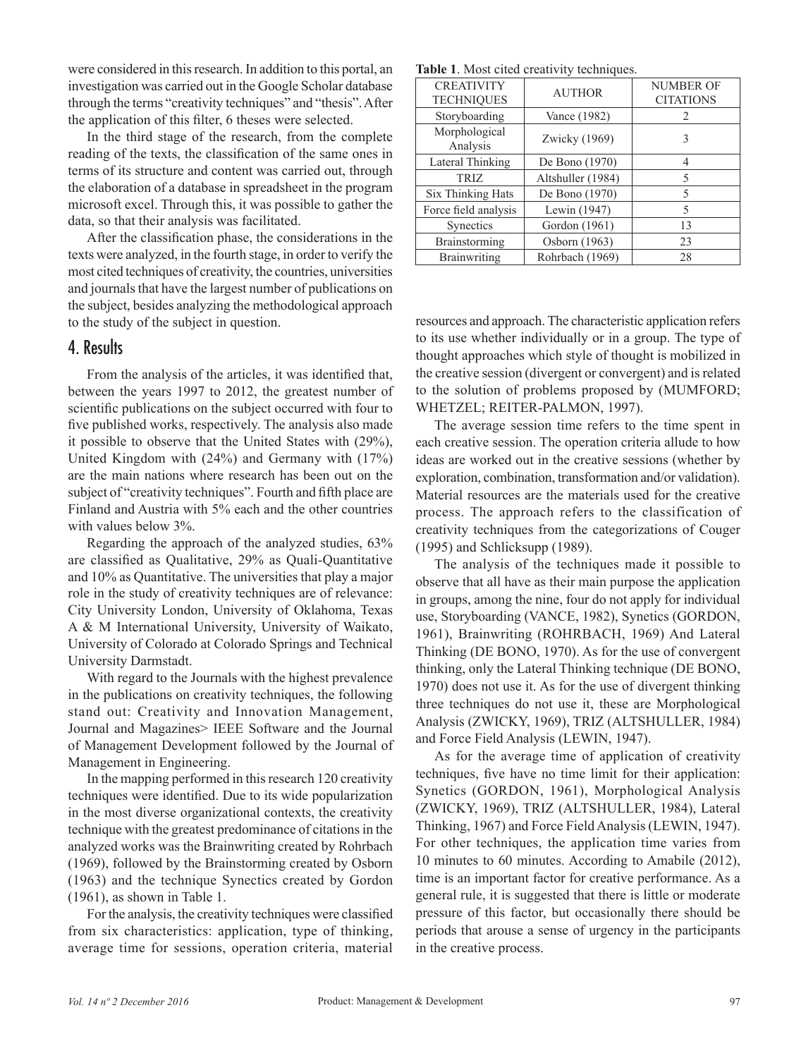were considered in this research. In addition to this portal, an investigation was carried out in the Google Scholar database through the terms "creativity techniques" and "thesis". After the application of this filter, 6 theses were selected.

In the third stage of the research, from the complete reading of the texts, the classification of the same ones in terms of its structure and content was carried out, through the elaboration of a database in spreadsheet in the program microsoft excel. Through this, it was possible to gather the data, so that their analysis was facilitated.

After the classification phase, the considerations in the texts were analyzed, in the fourth stage, in order to verify the most cited techniques of creativity, the countries, universities and journals that have the largest number of publications on the subject, besides analyzing the methodological approach to the study of the subject in question.

## 4. Results

From the analysis of the articles, it was identified that, between the years 1997 to 2012, the greatest number of scientific publications on the subject occurred with four to five published works, respectively. The analysis also made it possible to observe that the United States with (29%), United Kingdom with (24%) and Germany with (17%) are the main nations where research has been out on the subject of "creativity techniques". Fourth and fifth place are Finland and Austria with 5% each and the other countries with values below 3%.

Regarding the approach of the analyzed studies, 63% are classified as Qualitative, 29% as Quali-Quantitative and 10% as Quantitative. The universities that play a major role in the study of creativity techniques are of relevance: City University London, University of Oklahoma, Texas A & M International University, University of Waikato, University of Colorado at Colorado Springs and Technical University Darmstadt.

With regard to the Journals with the highest prevalence in the publications on creativity techniques, the following stand out: Creativity and Innovation Management, Journal and Magazines> IEEE Software and the Journal of Management Development followed by the Journal of Management in Engineering.

In the mapping performed in this research 120 creativity techniques were identified. Due to its wide popularization in the most diverse organizational contexts, the creativity technique with the greatest predominance of citations in the analyzed works was the Brainwriting created by Rohrbach (1969), followed by the Brainstorming created by Osborn (1963) and the technique Synectics created by Gordon (1961), as shown in Table 1.

**Table 1**. Most cited creativity techniques.

| CREATIVITY TECHNIQUES | AUTHOR | NUMBER OF CITATIONS |
|---|---|---|
| Storyboarding | Vance (1982) | 2 |
| Morphological Analysis | Zwicky (1969) | 3 |
| Lateral Thinking | De Bono (1970) | 4 |
| TRIZ | Altshuller (1984) | 5 |
| Six Thinking Hats | De Bono (1970) | 5 |
| Force field analysis | Lewin (1947) | 5 |
| Synectics | Gordon (1961) | 13 |
| Brainstorming | Osborn (1963) | 23 |
| Brainwriting | Rohrbach (1969) | 28 |

For the analysis, the creativity techniques were classified from six characteristics: application, type of thinking, average time for sessions, operation criteria, material resources and approach. The characteristic application refers to its use whether individually or in a group. The type of thought approaches which style of thought is mobilized in the creative session (divergent or convergent) and is related to the solution of problems proposed by (MUMFORD; WHETZEL; REITER-PALMON, 1997).

The average session time refers to the time spent in each creative session. The operation criteria allude to how ideas are worked out in the creative sessions (whether by exploration, combination, transformation and/or validation). Material resources are the materials used for the creative process. The approach refers to the classification of creativity techniques from the categorizations of Couger (1995) and Schlicksupp (1989).

The analysis of the techniques made it possible to observe that all have as their main purpose the application in groups, among the nine, four do not apply for individual use, Storyboarding (VANCE, 1982), Synectics (GORDON, 1961), Brainwriting (ROHRBACH, 1969) And Lateral Thinking (DE BONO, 1970). As for the use of convergent thinking, only the Lateral Thinking technique (DE BONO, 1970) does not use it. As for the use of divergent thinking three techniques do not use it, these are Morphological Analysis (ZWICKY, 1969), TRIZ (ALTSHULLER, 1984) and Force Field Analysis (LEWIN, 1947).

As for the average time of application of creativity techniques, five have no time limit for their application: Synetics (GORDON, 1961), Morphological Analysis (ZWICKY, 1969), TRIZ (ALTSHULLER, 1984), Lateral Thinking, 1967) and Force Field Analysis (LEWIN, 1947). For other techniques, the application time varies from 10 minutes to 60 minutes. According to Amabile (2012), time is an important factor for creative performance. As a general rule, it is suggested that there is little or moderate pressure of this factor, but occasionally there should be periods that arouse a sense of urgency in the participants in the creative process.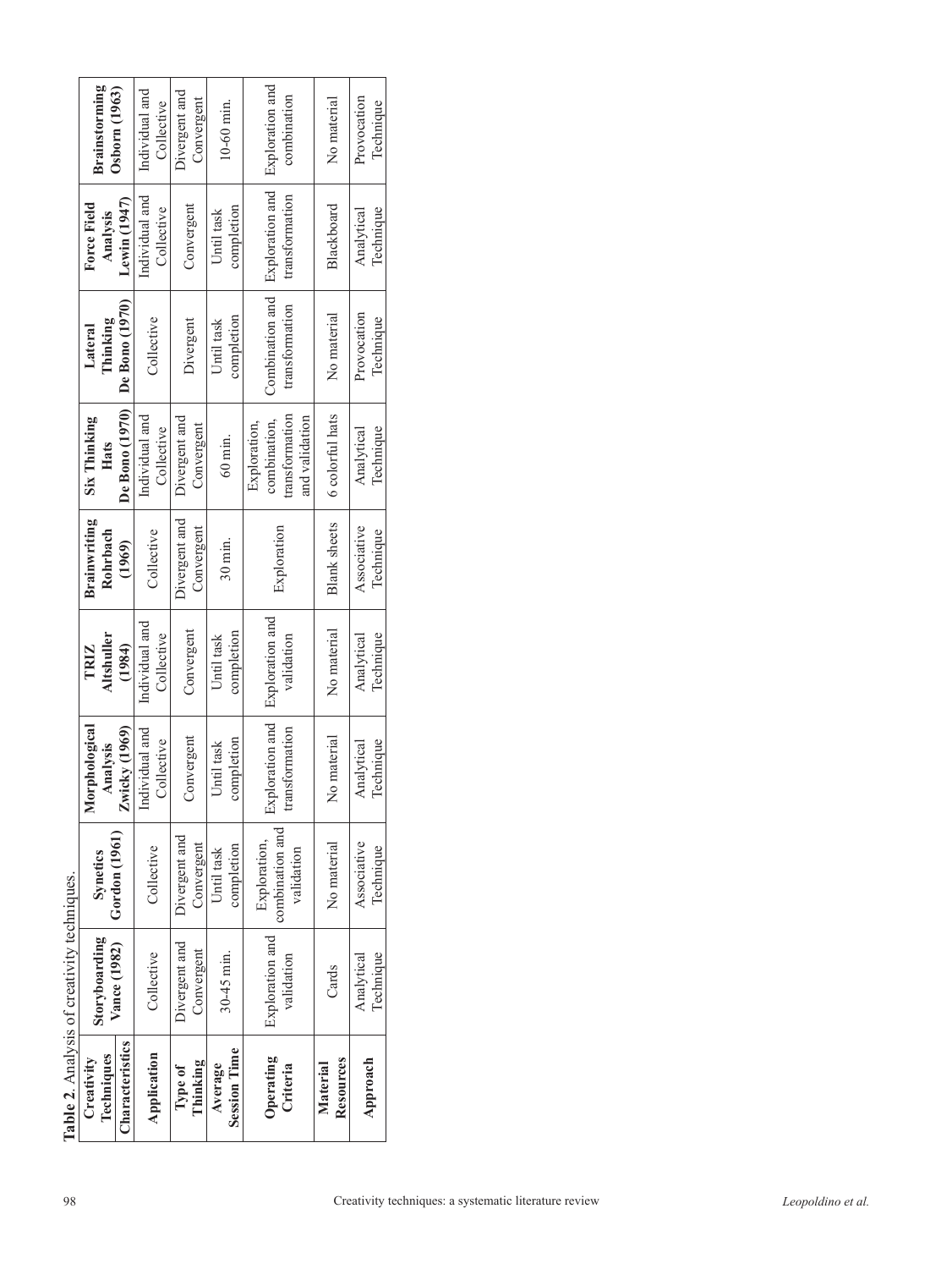**Table 2**. Analysis of creativity techniques.

| Creativity Techniques / Characteristics | Storyboarding Vance (1982) | Synetics Gordon (1961) | Morphological Analysis Zwicky (1969) | TRIZ Altshuller (1984) | Brainwriting Rohrbach (1969) | Six Thinking Hats De Bono (1970) | Lateral Thinking De Bono (1970) | Force Field Analysis Lewin (1947) | Brainstorming Osborn (1963) |
|---|---|---|---|---|---|---|---|---|---|
| **Application** | Collective | Collective | Individual and Collective | Individual and Collective | Collective | Individual and Collective | Collective | Individual and Collective | Individual and Collective |
| **Type of Thinking** | Divergent and Convergent | Divergent and Convergent | Convergent | Convergent | Divergent and Convergent | Divergent and Convergent | Divergent | Convergent | Divergent and Convergent |
| **Average Session Time** | 30-45 min. | Until task completion | Until task completion | Until task completion | 30 min. | 60 min. | Until task completion | Until task completion | 10-60 min. |
| **Operating Criteria** | Exploration and validation | Exploration, combination and validation | Exploration and transformation | Exploration and validation | Exploration | Exploration, combination, transformation and validation | Combination and transformation | Exploration and transformation | Exploration and combination |
| **Material Resources** | Cards | No material | No material | No material | Blank sheets | 6 colorful hats | No material | Blackboard | No material |
| **Approach** | Analytical Technique | Associative Technique | Analytical Technique | Analytical Technique | Associative Technique | Analytical Technique | Provocation Technique | Analytical Technique | Provocation Technique |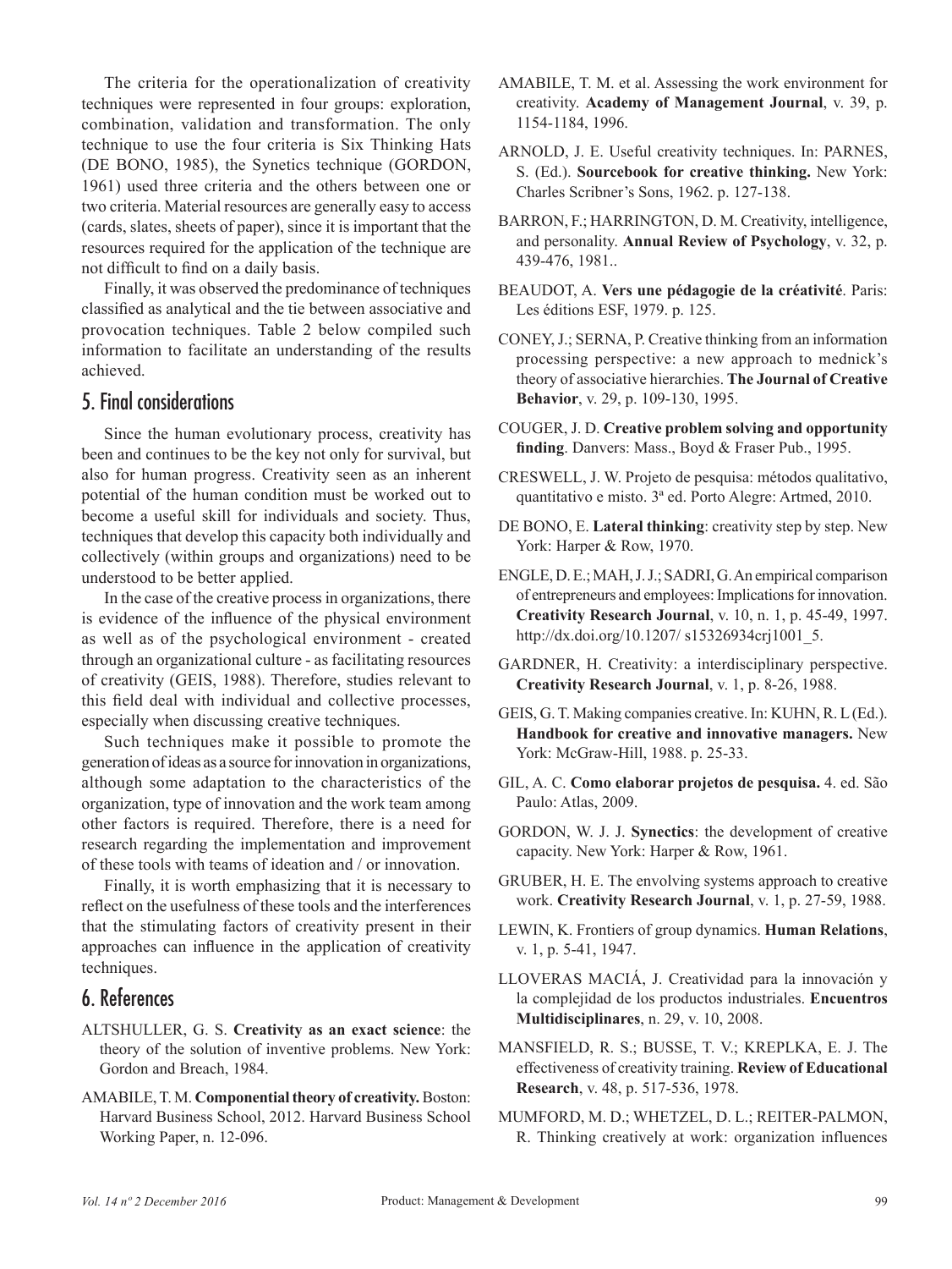The criteria for the operationalization of creativity techniques were represented in four groups: exploration, combination, validation and transformation. The only technique to use the four criteria is Six Thinking Hats (DE BONO, 1985), the Synetics technique (GORDON, 1961) used three criteria and the others between one or two criteria. Material resources are generally easy to access (cards, slates, sheets of paper), since it is important that the resources required for the application of the technique are not difficult to find on a daily basis.

Finally, it was observed the predominance of techniques classified as analytical and the tie between associative and provocation techniques. Table 2 below compiled such information to facilitate an understanding of the results achieved.

## 5. Final considerations

Since the human evolutionary process, creativity has been and continues to be the key not only for survival, but also for human progress. Creativity seen as an inherent potential of the human condition must be worked out to become a useful skill for individuals and society. Thus, techniques that develop this capacity both individually and collectively (within groups and organizations) need to be understood to be better applied.

In the case of the creative process in organizations, there is evidence of the influence of the physical environment as well as of the psychological environment - created through an organizational culture - as facilitating resources of creativity (GEIS, 1988). Therefore, studies relevant to this field deal with individual and collective processes, especially when discussing creative techniques.

Such techniques make it possible to promote the generation of ideas as a source for innovation in organizations, although some adaptation to the characteristics of the organization, type of innovation and the work team among other factors is required. Therefore, there is a need for research regarding the implementation and improvement of these tools with teams of ideation and / or innovation.

Finally, it is worth emphasizing that it is necessary to reflect on the usefulness of these tools and the interferences that the stimulating factors of creativity present in their approaches can influence in the application of creativity techniques.

## 6. References

ALTSHULLER, G. S. **Creativity as an exact science**: the theory of the solution of inventive problems. New York: Gordon and Breach, 1984.

AMABILE, T. M. **Componential theory of creativity.** Boston: Harvard Business School, 2012. Harvard Business School Working Paper, n. 12-096.

AMABILE, T. M. et al. Assessing the work environment for creativity. **Academy of Management Journal**, v. 39, p. 1154-1184, 1996.

ARNOLD, J. E. Useful creativity techniques. In: PARNES, S. (Ed.). **Sourcebook for creative thinking.** New York: Charles Scribner's Sons, 1962. p. 127-138.

BARRON, F.; HARRINGTON, D. M. Creativity, intelligence, and personality. **Annual Review of Psychology**, v. 32, p. 439-476, 1981..

BEAUDOT, A. **Vers une pédagogie de la créativité**. Paris: Les éditions ESF, 1979. p. 125.

CONEY, J.; SERNA, P. Creative thinking from an information processing perspective: a new approach to mednick's theory of associative hierarchies. **The Journal of Creative Behavior**, v. 29, p. 109-130, 1995.

COUGER, J. D. **Creative problem solving and opportunity finding**. Danvers: Mass., Boyd & Fraser Pub., 1995.

CRESWELL, J. W. Projeto de pesquisa: métodos qualitativo, quantitativo e misto. 3ª ed. Porto Alegre: Artmed, 2010.

DE BONO, E. **Lateral thinking**: creativity step by step. New York: Harper & Row, 1970.

ENGLE, D. E.; MAH, J. J.; SADRI, G. An empirical comparison of entrepreneurs and employees: Implications for innovation. **Creativity Research Journal**, v. 10, n. 1, p. 45-49, 1997. http://dx.doi.org/10.1207/ s15326934crj1001_5.

GARDNER, H. Creativity: a interdisciplinary perspective. **Creativity Research Journal**, v. 1, p. 8-26, 1988.

GEIS, G. T. Making companies creative. In: KUHN, R. L (Ed.). **Handbook for creative and innovative managers.** New York: McGraw-Hill, 1988. p. 25-33.

GIL, A. C. **Como elaborar projetos de pesquisa.** 4. ed. São Paulo: Atlas, 2009.

GORDON, W. J. J. **Synectics**: the development of creative capacity. New York: Harper & Row, 1961.

GRUBER, H. E. The envolving systems approach to creative work. **Creativity Research Journal**, v. 1, p. 27-59, 1988.

LEWIN, K. Frontiers of group dynamics. **Human Relations**, v. 1, p. 5-41, 1947.

LLOVERAS MACIÁ, J. Creatividad para la innovación y la complejidad de los productos industriales. **Encuentros Multidisciplinares**, n. 29, v. 10, 2008.

MANSFIELD, R. S.; BUSSE, T. V.; KREPLKA, E. J. The effectiveness of creativity training. **Review of Educational Research**, v. 48, p. 517-536, 1978.

MUMFORD, M. D.; WHETZEL, D. L.; REITER-PALMON, R. Thinking creatively at work: organization influences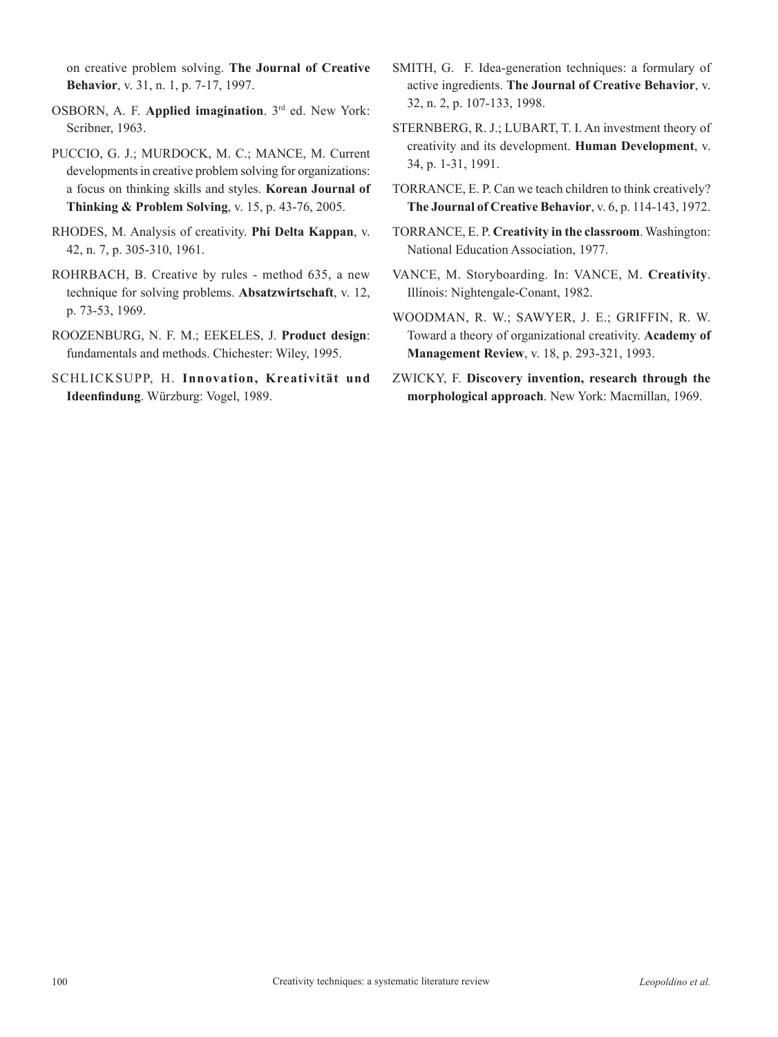on creative problem solving. **The Journal of Creative Behavior**, v. 31, n. 1, p. 7-17, 1997.

OSBORN, A. F. **Applied imagination**. 3rd ed. New York: Scribner, 1963.

PUCCIO, G. J.; MURDOCK, M. C.; MANCE, M. Current developments in creative problem solving for organizations: a focus on thinking skills and styles. **Korean Journal of Thinking & Problem Solving**, v. 15, p. 43-76, 2005.

RHODES, M. Analysis of creativity. **Phi Delta Kappan**, v. 42, n. 7, p. 305-310, 1961.

ROHRBACH, B. Creative by rules - method 635, a new technique for solving problems. **Absatzwirtschaft**, v. 12, p. 73-53, 1969.

ROOZENBURG, N. F. M.; EEKELES, J. **Product design**: fundamentals and methods. Chichester: Wiley, 1995.

SCHLICKSUPP, H. **Innovation, Kreativität und Ideenfindung**. Würzburg: Vogel, 1989.

SMITH, G. F. Idea-generation techniques: a formulary of active ingredients. **The Journal of Creative Behavior**, v. 32, n. 2, p. 107-133, 1998.

STERNBERG, R. J.; LUBART, T. I. An investment theory of creativity and its development. **Human Development**, v. 34, p. 1-31, 1991.

TORRANCE, E. P. Can we teach children to think creatively? **The Journal of Creative Behavior**, v. 6, p. 114-143, 1972.

TORRANCE, E. P. **Creativity in the classroom**. Washington: National Education Association, 1977.

VANCE, M. Storyboarding. In: VANCE, M. **Creativity**. Illinois: Nightengale-Conant, 1982.

WOODMAN, R. W.; SAWYER, J. E.; GRIFFIN, R. W. Toward a theory of organizational creativity. **Academy of Management Review**, v. 18, p. 293-321, 1993.

ZWICKY, F. **Discovery invention, research through the morphological approach**. New York: Macmillan, 1969.